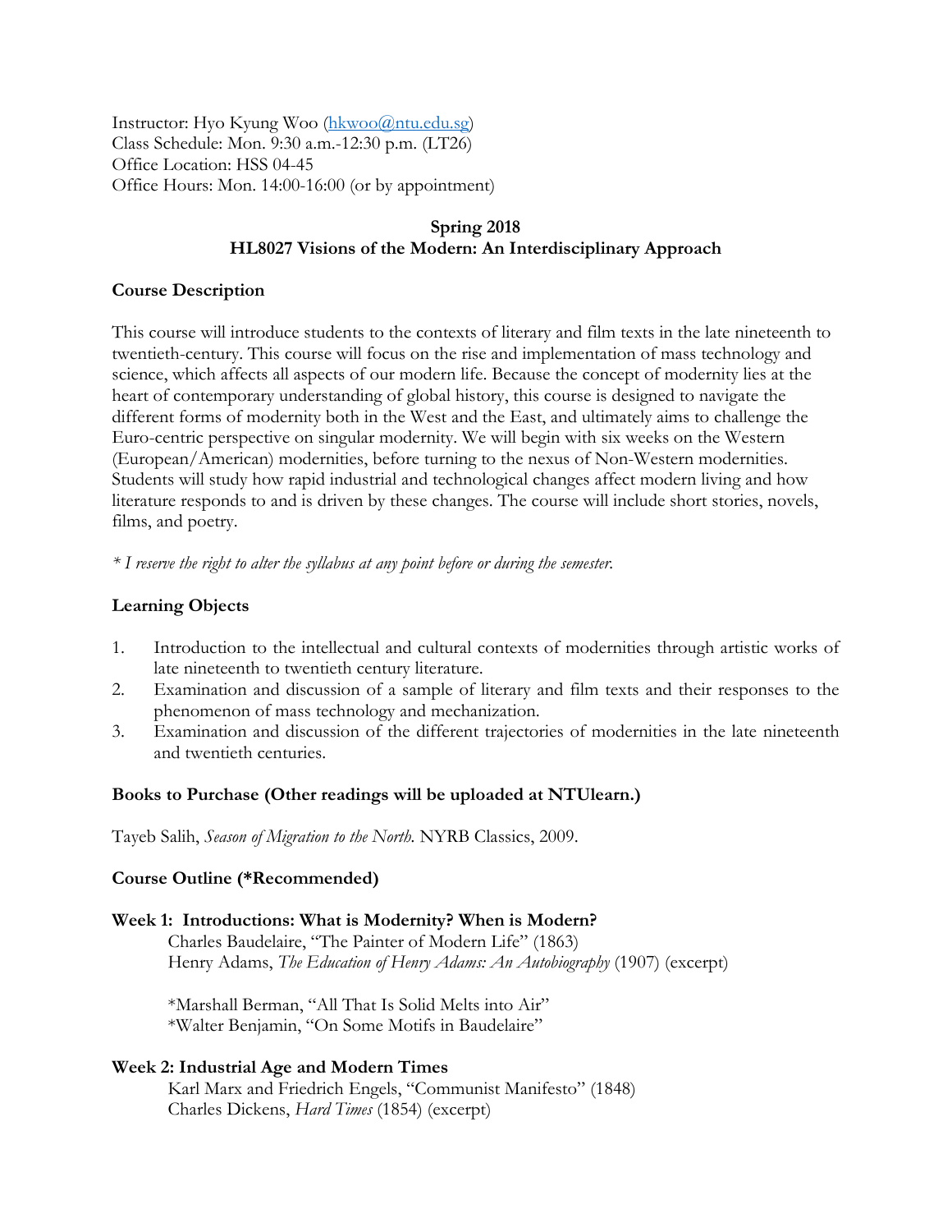Instructor: Hyo Kyung Woo (hkwoo@ntu.edu.sg)
Class Schedule: Mon. 9:30 a.m.-12:30 p.m. (LT26)
Office Location: HSS 04-45
Office Hours: Mon. 14:00-16:00 (or by appointment)

**Spring 2018**
**HL8027 Visions of the Modern: An Interdisciplinary Approach**

## Course Description

This course will introduce students to the contexts of literary and film texts in the late nineteenth to twentieth-century. This course will focus on the rise and implementation of mass technology and science, which affects all aspects of our modern life. Because the concept of modernity lies at the heart of contemporary understanding of global history, this course is designed to navigate the different forms of modernity both in the West and the East, and ultimately aims to challenge the Euro-centric perspective on singular modernity. We will begin with six weeks on the Western (European/American) modernities, before turning to the nexus of Non-Western modernities. Students will study how rapid industrial and technological changes affect modern living and how literature responds to and is driven by these changes. The course will include short stories, novels, films, and poetry.

*\* I reserve the right to alter the syllabus at any point before or during the semester.*

## Learning Objects

1. Introduction to the intellectual and cultural contexts of modernities through artistic works of late nineteenth to twentieth century literature.
2. Examination and discussion of a sample of literary and film texts and their responses to the phenomenon of mass technology and mechanization.
3. Examination and discussion of the different trajectories of modernities in the late nineteenth and twentieth centuries.

## Books to Purchase (Other readings will be uploaded at NTUlearn.)

Tayeb Salih, *Season of Migration to the North.* NYRB Classics, 2009.

## Course Outline (*Recommended)

### Week 1: Introductions: What is Modernity? When is Modern?

Charles Baudelaire, "The Painter of Modern Life" (1863)
Henry Adams, *The Education of Henry Adams: An Autobiography* (1907) (excerpt)

*Marshall Berman, "All That Is Solid Melts into Air"
*Walter Benjamin, "On Some Motifs in Baudelaire"

### Week 2: Industrial Age and Modern Times

Karl Marx and Friedrich Engels, "Communist Manifesto" (1848)
Charles Dickens, *Hard Times* (1854) (excerpt)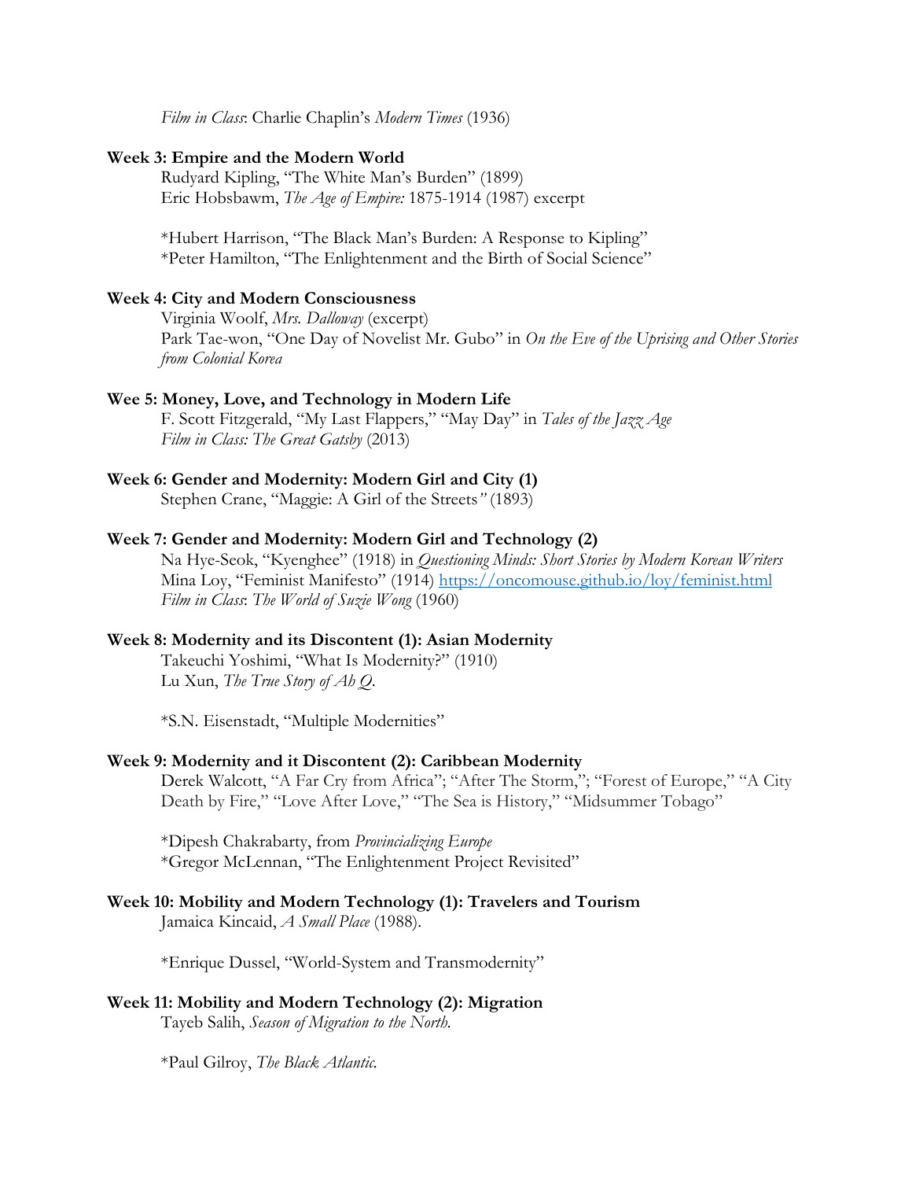*Film in Class*: Charlie Chaplin's *Modern Times* (1936)

**Week 3: Empire and the Modern World**

Rudyard Kipling, "The White Man's Burden" (1899)
Eric Hobsbawm, *The Age of Empire:* 1875-1914 (1987) excerpt

*Hubert Harrison, "The Black Man's Burden: A Response to Kipling"
*Peter Hamilton, "The Enlightenment and the Birth of Social Science"

**Week 4: City and Modern Consciousness**

Virginia Woolf, *Mrs. Dalloway* (excerpt)
Park Tae-won, "One Day of Novelist Mr. Gubo" in *On the Eve of the Uprising and Other Stories from Colonial Korea*

**Wee 5: Money, Love, and Technology in Modern Life**

F. Scott Fitzgerald, "My Last Flappers," "May Day" in *Tales of the Jazz Age*
*Film in Class: The Great Gatsby* (2013)

**Week 6: Gender and Modernity: Modern Girl and City (1)**

Stephen Crane, "Maggie: A Girl of the Streets" (1893)

**Week 7: Gender and Modernity: Modern Girl and Technology (2)**

Na Hye-Seok, "Kyenghee" (1918) in *Questioning Minds: Short Stories by Modern Korean Writers*
Mina Loy, "Feminist Manifesto" (1914) https://oncomouse.github.io/loy/feminist.html
*Film in Class*: *The World of Suzie Wong* (1960)

**Week 8: Modernity and its Discontent (1): Asian Modernity**

Takeuchi Yoshimi, "What Is Modernity?" (1910)
Lu Xun, *The True Story of Ah Q*.

*S.N. Eisenstadt, "Multiple Modernities"

**Week 9: Modernity and it Discontent (2): Caribbean Modernity**

Derek Walcott, "A Far Cry from Africa"; "After The Storm,"; "Forest of Europe," "A City Death by Fire," "Love After Love," "The Sea is History," "Midsummer Tobago"

*Dipesh Chakrabarty, from *Provincializing Europe*
*Gregor McLennan, "The Enlightenment Project Revisited"

**Week 10: Mobility and Modern Technology (1): Travelers and Tourism**

Jamaica Kincaid, *A Small Place* (1988).

*Enrique Dussel, "World-System and Transmodernity"

**Week 11: Mobility and Modern Technology (2): Migration**

Tayeb Salih, *Season of Migration to the North.*

*Paul Gilroy, *The Black Atlantic.*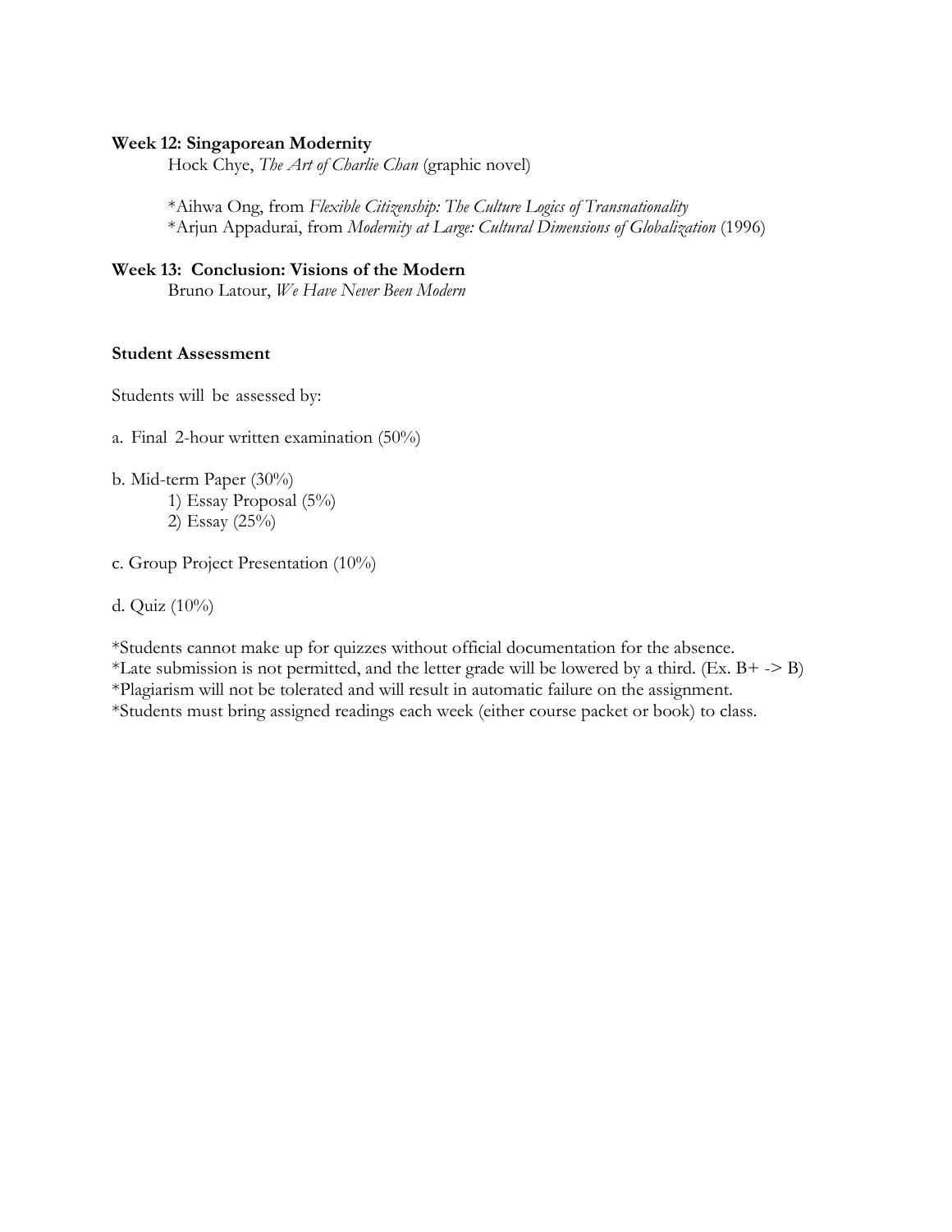**Week 12: Singaporean Modernity**

Hock Chye, *The Art of Charlie Chan* (graphic novel)

*Aihwa Ong, from *Flexible Citizenship: The Culture Logics of Transnationality*
*Arjun Appadurai, from *Modernity at Large: Cultural Dimensions of Globalization* (1996)

**Week 13: Conclusion: Visions of the Modern**

Bruno Latour, *We Have Never Been Modern*

**Student Assessment**

Students will be assessed by:

a. Final 2-hour written examination (50%)

b. Mid-term Paper (30%)
   1) Essay Proposal (5%)
   2) Essay (25%)

c. Group Project Presentation (10%)

d. Quiz (10%)

*Students cannot make up for quizzes without official documentation for the absence.
*Late submission is not permitted, and the letter grade will be lowered by a third. (Ex. B+ -> B)
*Plagiarism will not be tolerated and will result in automatic failure on the assignment.
*Students must bring assigned readings each week (either course packet or book) to class.